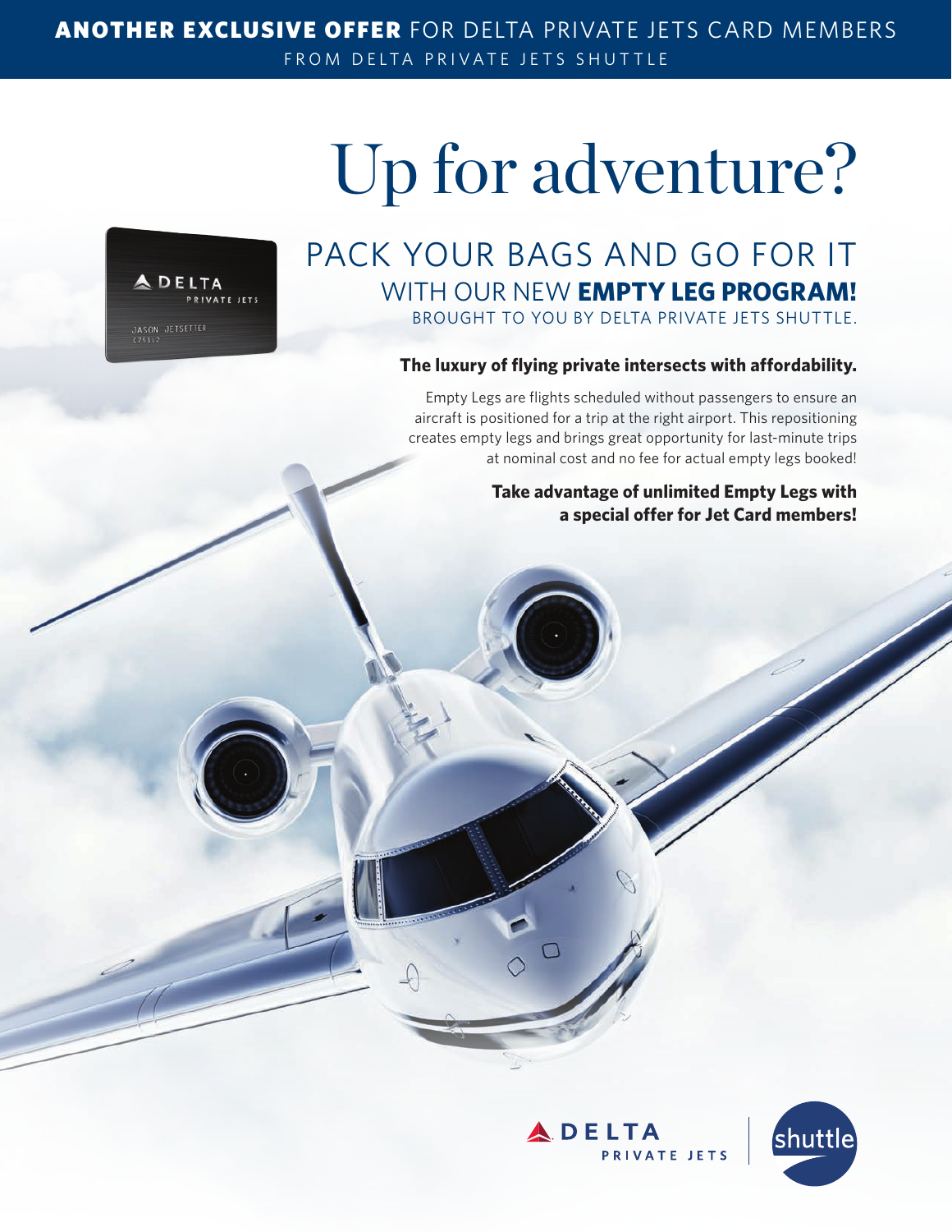**ANOTHER EXCLUSIVE OFFER** FOR DELTA PRIVATE JETS CARD MEMBERS

FROM DELTA PRIVATE JETS SHUTTLE

# Up for adventure?

## PACK YOUR BAGS AND GO FOR IT WITH OUR NEW **EMPTY LEG PROGRAM!**

BROUGHT TO YOU BY DELTA PRIVATE JETS SHUTTLE.

**The luxury of flying private intersects with affordability.**

Empty Legs are flights scheduled without passengers to ensure an aircraft is positioned for a trip at the right airport. This repositioning creates empty legs and brings great opportunity for last-minute trips at nominal cost and no fee for actual empty legs booked!

**Take advantage of unlimited Empty Legs with a special offer for Jet Card members!**

DELTA PRIVATE JETS | shuttle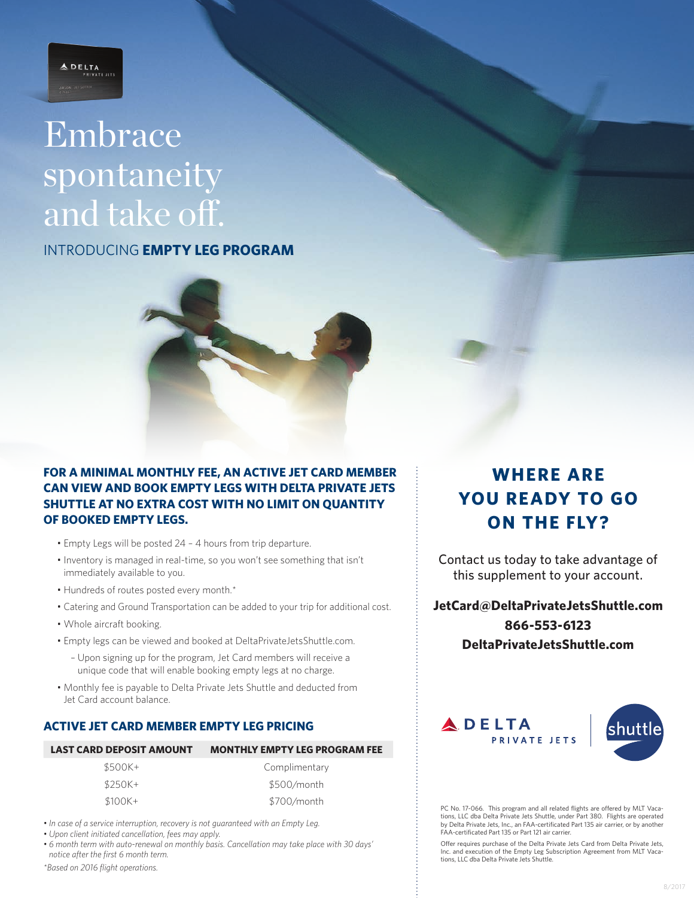# Embrace spontaneity and take off.

INTRODUCING **EMPTY LEG PROGRAM**

**FOR A MINIMAL MONTHLY FEE, AN ACTIVE JET CARD MEMBER CAN VIEW AND BOOK EMPTY LEGS WITH DELTA PRIVATE JETS SHUTTLE AT NO EXTRA COST WITH NO LIMIT ON QUANTITY OF BOOKED EMPTY LEGS.**

- Empty Legs will be posted 24 – 4 hours from trip departure.
- Inventory is managed in real-time, so you won't see something that isn't immediately available to you.
- Hundreds of routes posted every month.*
- Catering and Ground Transportation can be added to your trip for additional cost.
- Whole aircraft booking.
- Empty legs can be viewed and booked at DeltaPrivateJetsShuttle.com.
  - Upon signing up for the program, Jet Card members will receive a unique code that will enable booking empty legs at no charge.
- Monthly fee is payable to Delta Private Jets Shuttle and deducted from Jet Card account balance.

## ACTIVE JET CARD MEMBER EMPTY LEG PRICING

| LAST CARD DEPOSIT AMOUNT | MONTHLY EMPTY LEG PROGRAM FEE |
|---|---|
| $500K+ | Complimentary |
| $250K+ | $500/month |
| $100K+ | $700/month |

- *In case of a service interruption, recovery is not guaranteed with an Empty Leg.*
- *Upon client initiated cancellation, fees may apply.*
- *6 month term with auto-renewal on monthly basis. Cancellation may take place with 30 days' notice after the first 6 month term.*

*\*Based on 2016 flight operations.*

## WHERE ARE YOU READY TO GO ON THE FLY?

Contact us today to take advantage of this supplement to your account.

**JetCard@DeltaPrivateJetsShuttle.com**
**866-553-6123**
**DeltaPrivateJetsShuttle.com**

DELTA PRIVATE JETS | shuttle

PC No. 17-066. This program and all related flights are offered by MLT Vacations, LLC dba Delta Private Jets Shuttle, under Part 380. Flights are operated by Delta Private Jets, Inc., an FAA-certificated Part 135 air carrier, or by another FAA-certificated Part 135 or Part 121 air carrier.

Offer requires purchase of the Delta Private Jets Card from Delta Private Jets, Inc. and execution of the Empty Leg Subscription Agreement from MLT Vacations, LLC dba Delta Private Jets Shuttle.

8/2017